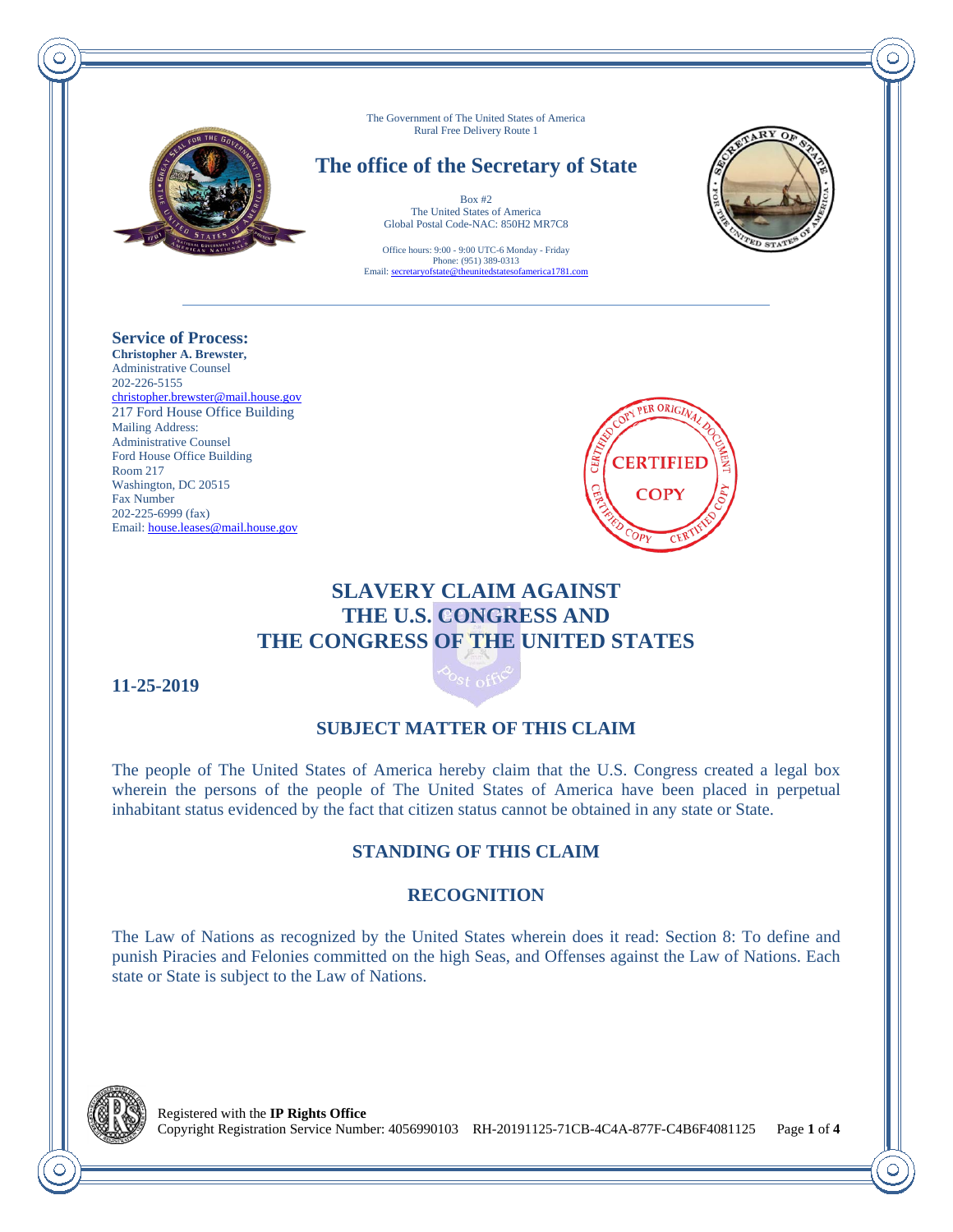The Government of The United States of America
Rural Free Delivery Route 1

# The office of the Secretary of State

Box #2
The United States of America
Global Postal Code-NAC: 850H2 MR7C8

Office hours: 9:00 - 9:00 UTC-6 Monday - Friday
Phone: (951) 389-0313
Email: secretaryofstate@theunitedstatesofamerica1781.com

---

**Service of Process:**
**Christopher A. Brewster,**
Administrative Counsel
202-226-5155
christopher.brewster@mail.house.gov
217 Ford House Office Building
Mailing Address:
Administrative Counsel
Ford House Office Building
Room 217
Washington, DC 20515
Fax Number
202-225-6999 (fax)
Email: house.leases@mail.house.gov

CERTIFIED COPY

## SLAVERY CLAIM AGAINST THE U.S. CONGRESS AND THE CONGRESS OF THE UNITED STATES

**11-25-2019**

### SUBJECT MATTER OF THIS CLAIM

The people of The United States of America hereby claim that the U.S. Congress created a legal box wherein the persons of the people of The United States of America have been placed in perpetual inhabitant status evidenced by the fact that citizen status cannot be obtained in any state or State.

### STANDING OF THIS CLAIM

### RECOGNITION

The Law of Nations as recognized by the United States wherein does it read: Section 8: To define and punish Piracies and Felonies committed on the high Seas, and Offenses against the Law of Nations. Each state or State is subject to the Law of Nations.

Registered with the **IP Rights Office**
Copyright Registration Service Number: 4056990103 RH-20191125-71CB-4C4A-877F-C4B6F4081125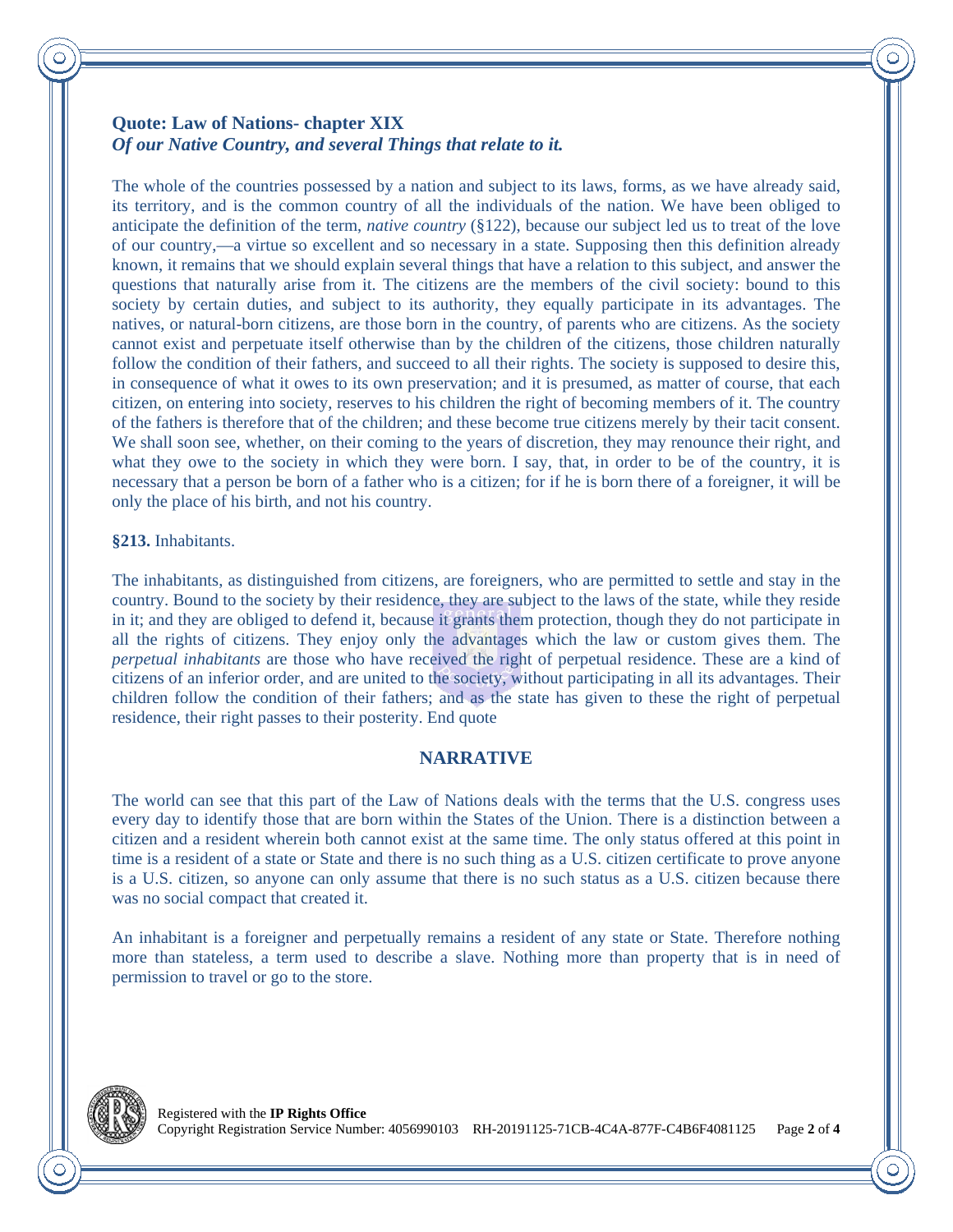**Quote: Law of Nations- chapter XIX**
***Of our Native Country, and several Things that relate to it.***

The whole of the countries possessed by a nation and subject to its laws, forms, as we have already said, its territory, and is the common country of all the individuals of the nation. We have been obliged to anticipate the definition of the term, *native country* (§122), because our subject led us to treat of the love of our country,—a virtue so excellent and so necessary in a state. Supposing then this definition already known, it remains that we should explain several things that have a relation to this subject, and answer the questions that naturally arise from it. The citizens are the members of the civil society: bound to this society by certain duties, and subject to its authority, they equally participate in its advantages. The natives, or natural-born citizens, are those born in the country, of parents who are citizens. As the society cannot exist and perpetuate itself otherwise than by the children of the citizens, those children naturally follow the condition of their fathers, and succeed to all their rights. The society is supposed to desire this, in consequence of what it owes to its own preservation; and it is presumed, as matter of course, that each citizen, on entering into society, reserves to his children the right of becoming members of it. The country of the fathers is therefore that of the children; and these become true citizens merely by their tacit consent. We shall soon see, whether, on their coming to the years of discretion, they may renounce their right, and what they owe to the society in which they were born. I say, that, in order to be of the country, it is necessary that a person be born of a father who is a citizen; for if he is born there of a foreigner, it will be only the place of his birth, and not his country.

**§213.** Inhabitants.

The inhabitants, as distinguished from citizens, are foreigners, who are permitted to settle and stay in the country. Bound to the society by their residence, they are subject to the laws of the state, while they reside in it; and they are obliged to defend it, because it grants them protection, though they do not participate in all the rights of citizens. They enjoy only the advantages which the law or custom gives them. The *perpetual inhabitants* are those who have received the right of perpetual residence. These are a kind of citizens of an inferior order, and are united to the society, without participating in all its advantages. Their children follow the condition of their fathers; and as the state has given to these the right of perpetual residence, their right passes to their posterity. End quote

## NARRATIVE

The world can see that this part of the Law of Nations deals with the terms that the U.S. congress uses every day to identify those that are born within the States of the Union. There is a distinction between a citizen and a resident wherein both cannot exist at the same time. The only status offered at this point in time is a resident of a state or State and there is no such thing as a U.S. citizen certificate to prove anyone is a U.S. citizen, so anyone can only assume that there is no such status as a U.S. citizen because there was no social compact that created it.

An inhabitant is a foreigner and perpetually remains a resident of any state or State. Therefore nothing more than stateless, a term used to describe a slave. Nothing more than property that is in need of permission to travel or go to the store.

Registered with the **IP Rights Office**
Copyright Registration Service Number: 4056990103 RH-20191125-71CB-4C4A-877F-C4B6F4081125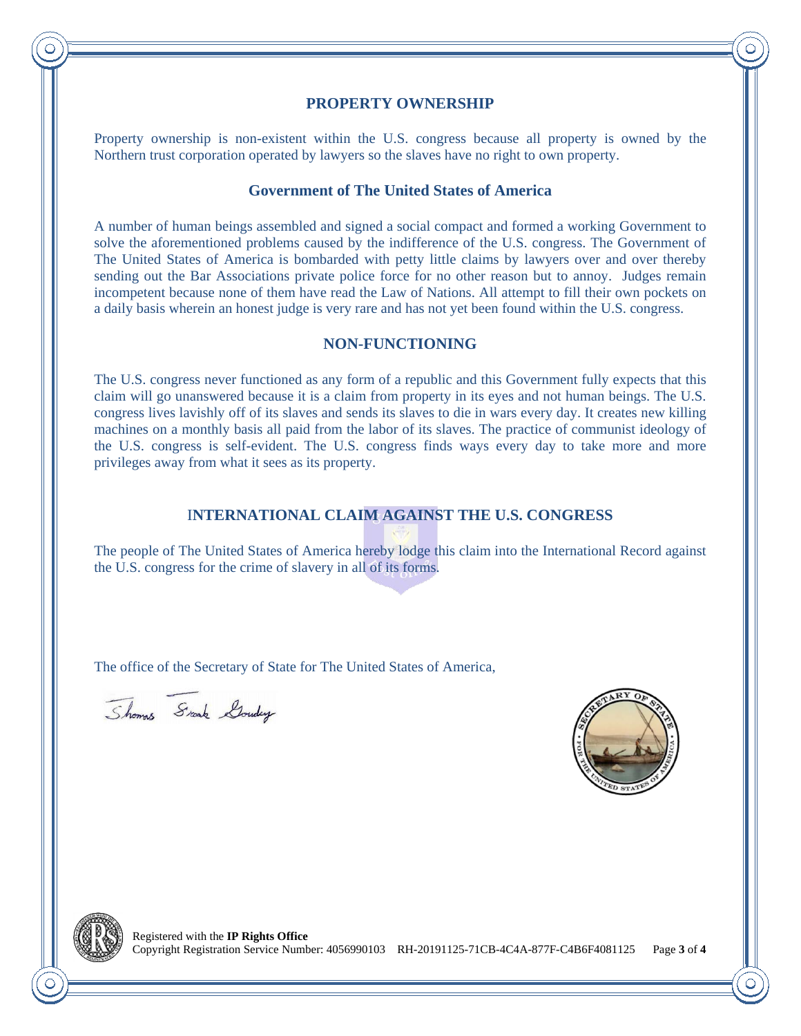## PROPERTY OWNERSHIP

Property ownership is non-existent within the U.S. congress because all property is owned by the Northern trust corporation operated by lawyers so the slaves have no right to own property.

## Government of The United States of America

A number of human beings assembled and signed a social compact and formed a working Government to solve the aforementioned problems caused by the indifference of the U.S. congress. The Government of The United States of America is bombarded with petty little claims by lawyers over and over thereby sending out the Bar Associations private police force for no other reason but to annoy. Judges remain incompetent because none of them have read the Law of Nations. All attempt to fill their own pockets on a daily basis wherein an honest judge is very rare and has not yet been found within the U.S. congress.

## NON-FUNCTIONING

The U.S. congress never functioned as any form of a republic and this Government fully expects that this claim will go unanswered because it is a claim from property in its eyes and not human beings. The U.S. congress lives lavishly off of its slaves and sends its slaves to die in wars every day. It creates new killing machines on a monthly basis all paid from the labor of its slaves. The practice of communist ideology of the U.S. congress is self-evident. The U.S. congress finds ways every day to take more and more privileges away from what it sees as its property.

## INTERNATIONAL CLAIM AGAINST THE U.S. CONGRESS

The people of The United States of America hereby lodge this claim into the International Record against the U.S. congress for the crime of slavery in all of its forms.

The office of the Secretary of State for The United States of America,

Thomas Frank Goudey

SECRETARY OF STATE • FOR THE UNITED STATES OF AMERICA •

Registered with the **IP Rights Office**
Copyright Registration Service Number: 4056990103 RH-20191125-71CB-4C4A-877F-C4B6F4081125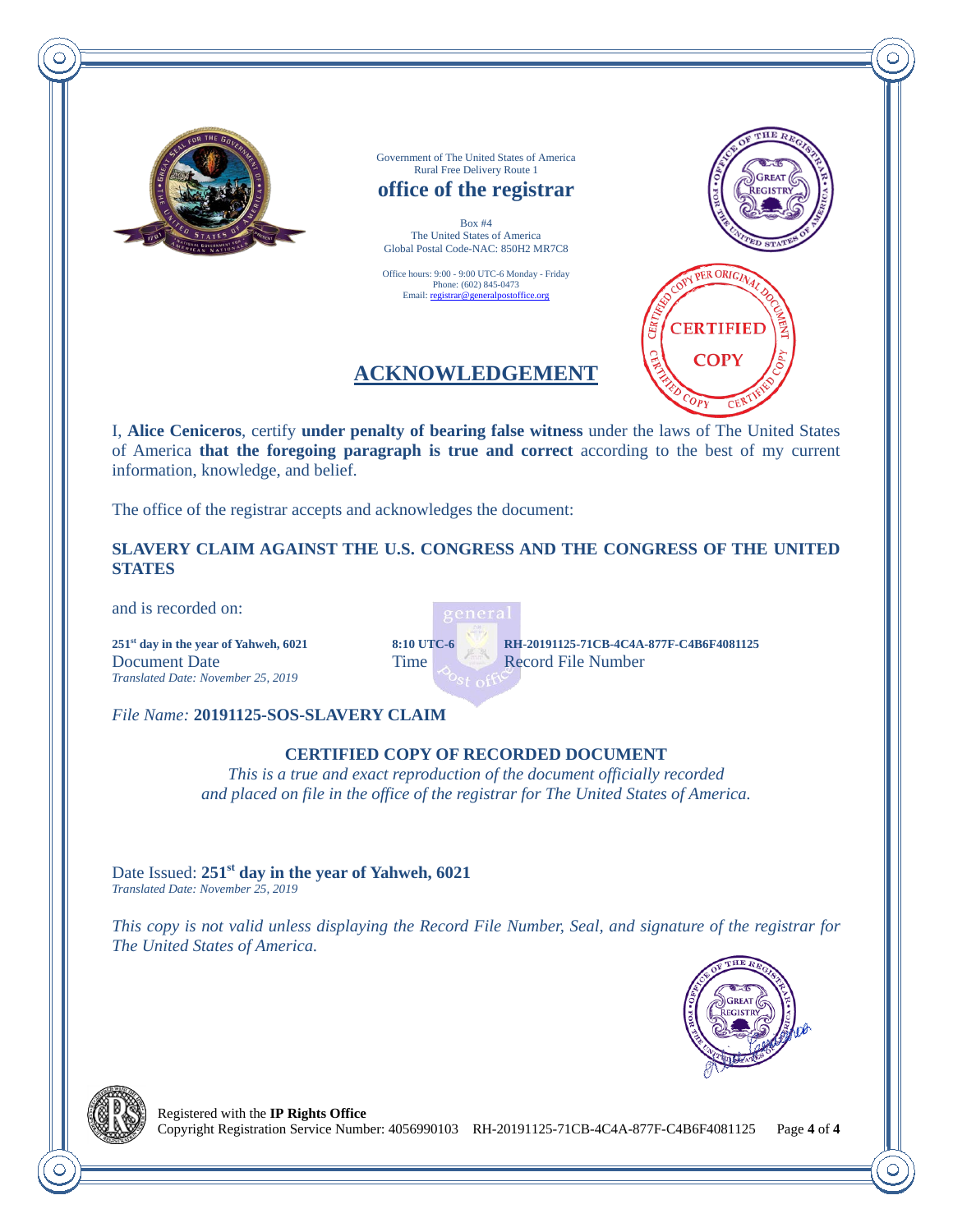Government of The United States of America
Rural Free Delivery Route 1

**office of the registrar**

Box #4
The United States of America
Global Postal Code-NAC: 850H2 MR7C8

Office hours: 9:00 - 9:00 UTC-6 Monday - Friday
Phone: (602) 845-0473
Email: registrar@generalpostoffice.org

## ACKNOWLEDGEMENT

I, **Alice Ceniceros**, certify **under penalty of bearing false witness** under the laws of The United States of America **that the foregoing paragraph is true and correct** according to the best of my current information, knowledge, and belief.

The office of the registrar accepts and acknowledges the document:

**SLAVERY CLAIM AGAINST THE U.S. CONGRESS AND THE CONGRESS OF THE UNITED STATES**

and is recorded on:

| | | |
|---|---|---|
| **251st day in the year of Yahweh, 6021** | **8:10 UTC-6** | **RH-20191125-71CB-4C4A-877F-C4B6F4081125** |
| Document Date | Time | Record File Number |
| *Translated Date: November 25, 2019* | | |

*File Name:* **20191125-SOS-SLAVERY CLAIM**

**CERTIFIED COPY OF RECORDED DOCUMENT**

*This is a true and exact reproduction of the document officially recorded and placed on file in the office of the registrar for The United States of America.*

Date Issued: **251st day in the year of Yahweh, 6021**
*Translated Date: November 25, 2019*

*This copy is not valid unless displaying the Record File Number, Seal, and signature of the registrar for The United States of America.*

Registered with the **IP Rights Office**
Copyright Registration Service Number: 4056990103 RH-20191125-71CB-4C4A-877F-C4B6F4081125